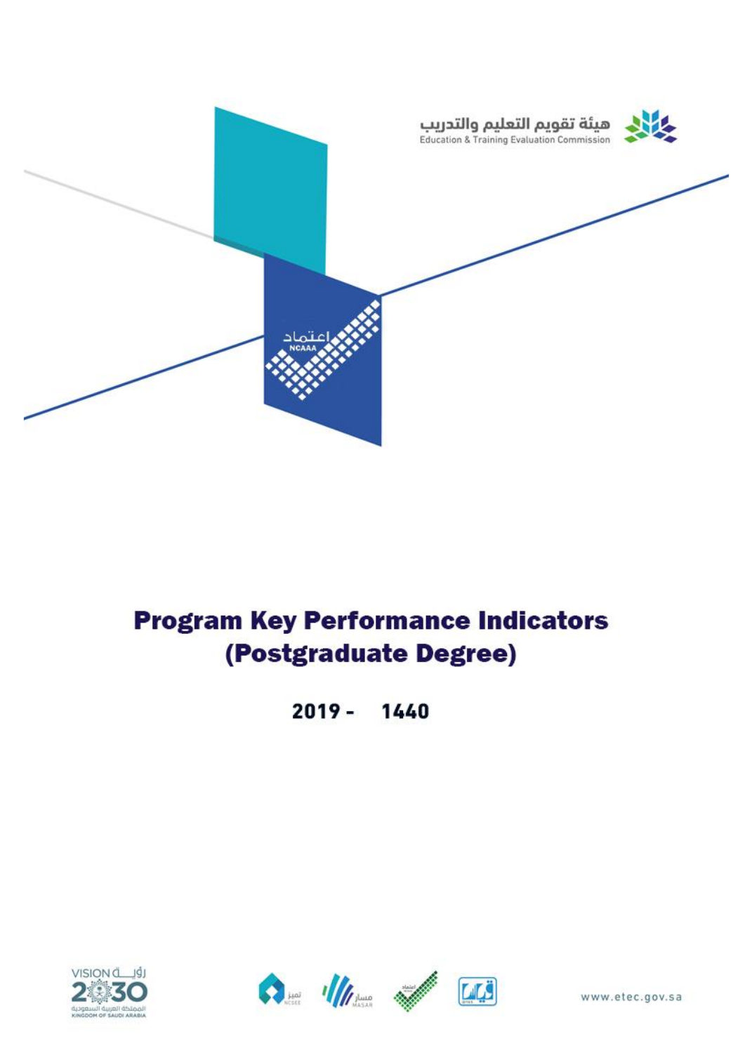هيئة تقويم التعليم والتدريب
Education & Training Evaluation Commission

# Program Key Performance Indicators (Postgraduate Degree)

2019 - 1440

www.etec.gov.sa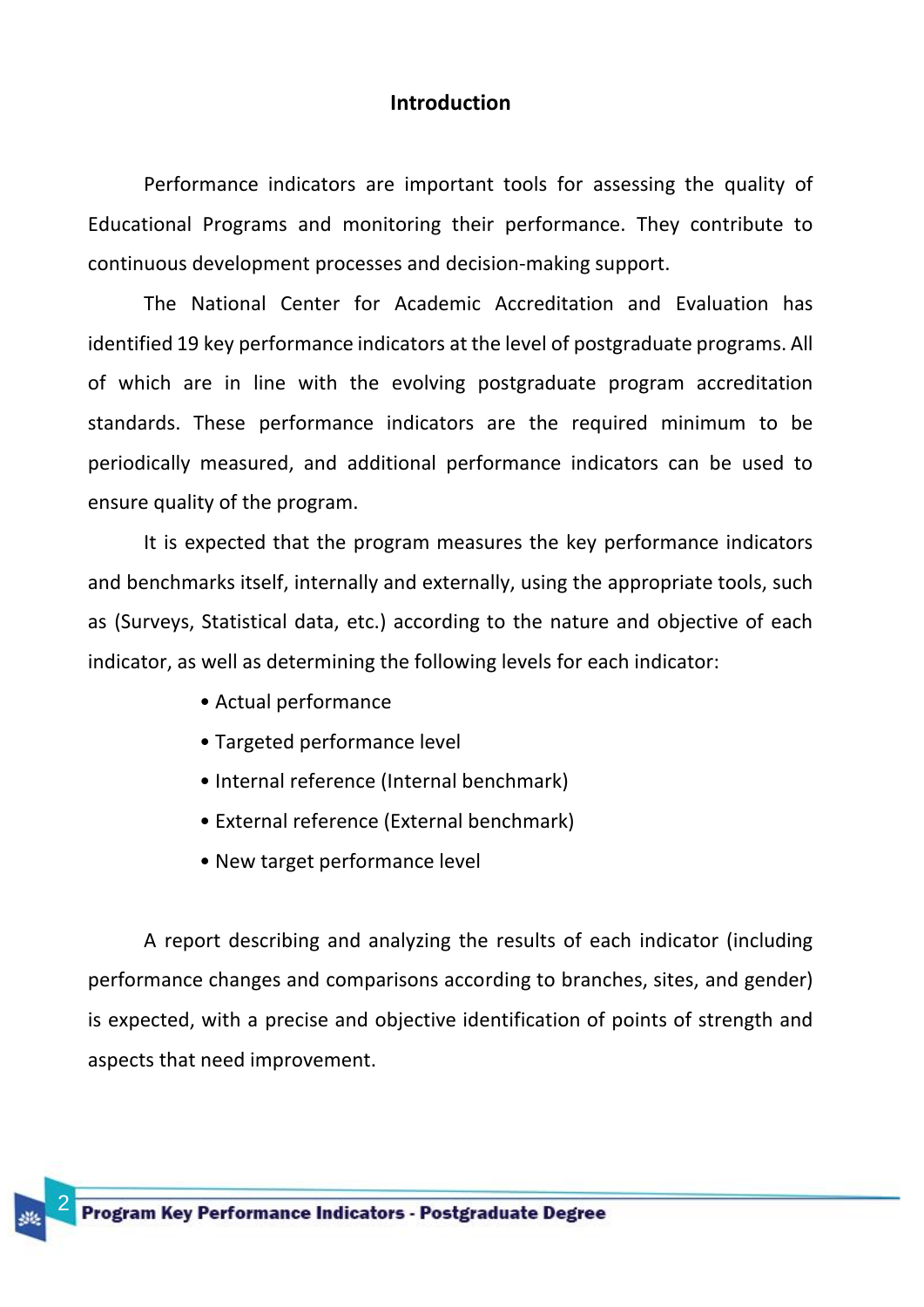## Introduction

Performance indicators are important tools for assessing the quality of Educational Programs and monitoring their performance. They contribute to continuous development processes and decision-making support.

The National Center for Academic Accreditation and Evaluation has identified 19 key performance indicators at the level of postgraduate programs. All of which are in line with the evolving postgraduate program accreditation standards. These performance indicators are the required minimum to be periodically measured, and additional performance indicators can be used to ensure quality of the program.

It is expected that the program measures the key performance indicators and benchmarks itself, internally and externally, using the appropriate tools, such as (Surveys, Statistical data, etc.) according to the nature and objective of each indicator, as well as determining the following levels for each indicator:

- Actual performance
- Targeted performance level
- Internal reference (Internal benchmark)
- External reference (External benchmark)
- New target performance level

A report describing and analyzing the results of each indicator (including performance changes and comparisons according to branches, sites, and gender) is expected, with a precise and objective identification of points of strength and aspects that need improvement.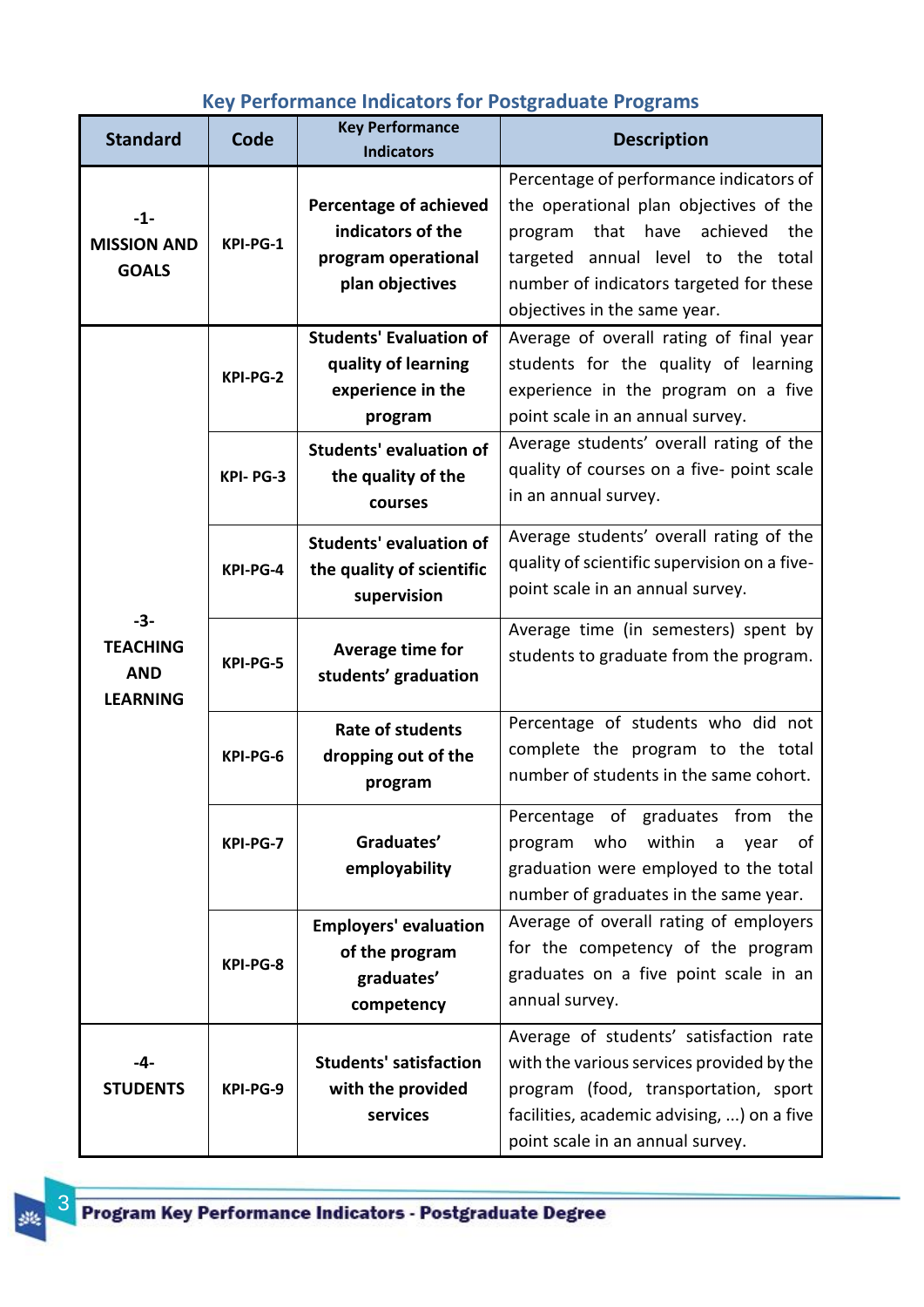## Key Performance Indicators for Postgraduate Programs

| Standard | Code | Key Performance Indicators | Description |
|---|---|---|---|
| **-1- MISSION AND GOALS** | **KPI-PG-1** | **Percentage of achieved indicators of the program operational plan objectives** | Percentage of performance indicators of the operational plan objectives of the program that have achieved the targeted annual level to the total number of indicators targeted for these objectives in the same year. |
| **-3- TEACHING AND LEARNING** | **KPI-PG-2** | **Students' Evaluation of quality of learning experience in the program** | Average of overall rating of final year students for the quality of learning experience in the program on a five point scale in an annual survey. |
| | **KPI- PG-3** | **Students' evaluation of the quality of the courses** | Average students' overall rating of the quality of courses on a five- point scale in an annual survey. |
| | **KPI-PG-4** | **Students' evaluation of the quality of scientific supervision** | Average students' overall rating of the quality of scientific supervision on a five-point scale in an annual survey. |
| | **KPI-PG-5** | **Average time for students' graduation** | Average time (in semesters) spent by students to graduate from the program. |
| | **KPI-PG-6** | **Rate of students dropping out of the program** | Percentage of students who did not complete the program to the total number of students in the same cohort. |
| | **KPI-PG-7** | **Graduates' employability** | Percentage of graduates from the program who within a year of graduation were employed to the total number of graduates in the same year. |
| | **KPI-PG-8** | **Employers' evaluation of the program graduates' competency** | Average of overall rating of employers for the competency of the program graduates on a five point scale in an annual survey. |
| **-4- STUDENTS** | **KPI-PG-9** | **Students' satisfaction with the provided services** | Average of students' satisfaction rate with the various services provided by the program (food, transportation, sport facilities, academic advising, ...) on a five point scale in an annual survey. |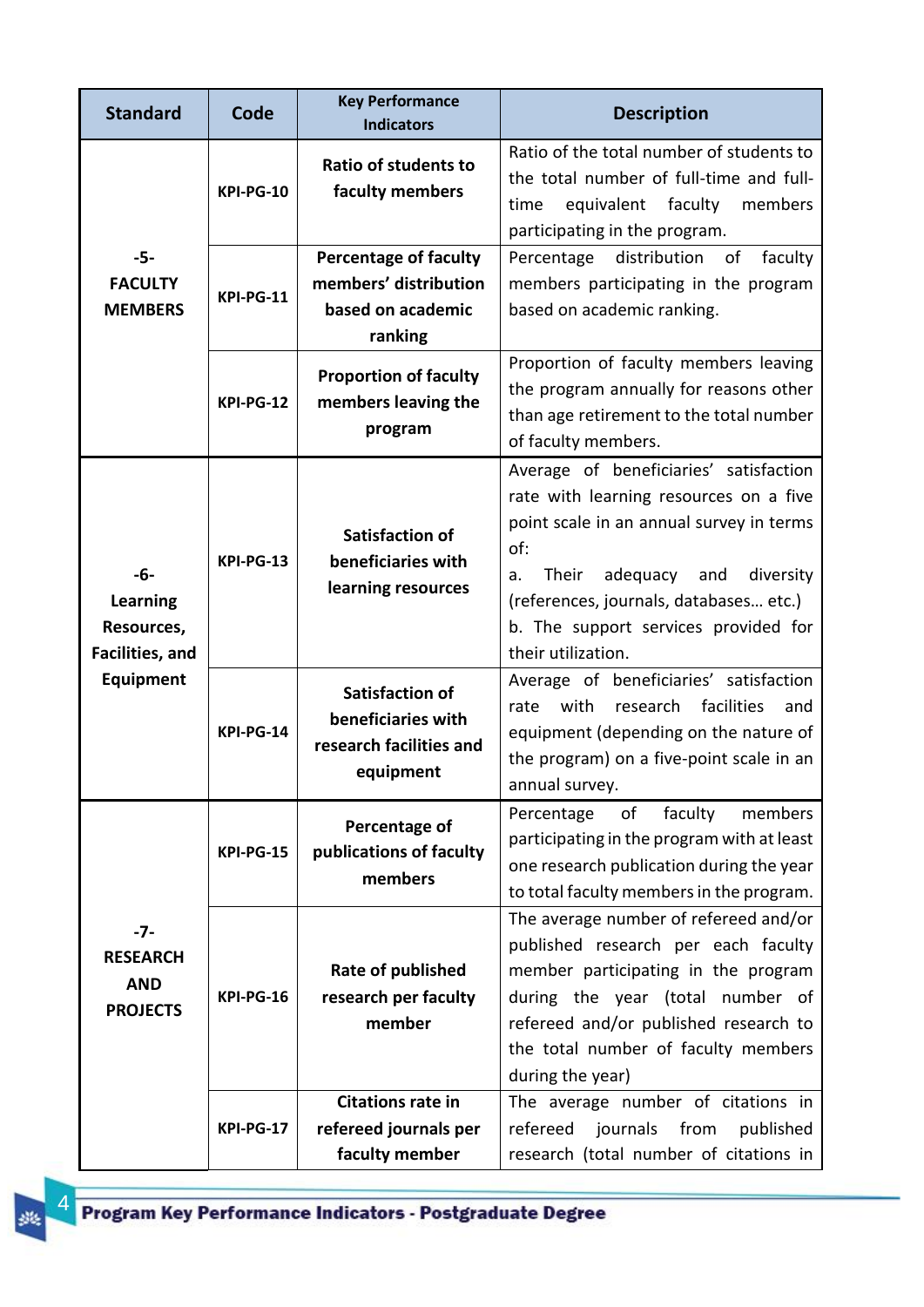| Standard | Code | Key Performance Indicators | Description |
|---|---|---|---|
| **-5- FACULTY MEMBERS** | **KPI-PG-10** | **Ratio of students to faculty members** | Ratio of the total number of students to the total number of full-time and full-time equivalent faculty members participating in the program. |
| | **KPI-PG-11** | **Percentage of faculty members' distribution based on academic ranking** | Percentage distribution of faculty members participating in the program based on academic ranking. |
| | **KPI-PG-12** | **Proportion of faculty members leaving the program** | Proportion of faculty members leaving the program annually for reasons other than age retirement to the total number of faculty members. |
| **-6- Learning Resources, Facilities, and Equipment** | **KPI-PG-13** | **Satisfaction of beneficiaries with learning resources** | Average of beneficiaries' satisfaction rate with learning resources on a five point scale in an annual survey in terms of: a. Their adequacy and diversity (references, journals, databases… etc.) b. The support services provided for their utilization. |
| | **KPI-PG-14** | **Satisfaction of beneficiaries with research facilities and equipment** | Average of beneficiaries' satisfaction rate with research facilities and equipment (depending on the nature of the program) on a five-point scale in an annual survey. |
| **-7- RESEARCH AND PROJECTS** | **KPI-PG-15** | **Percentage of publications of faculty members** | Percentage of faculty members participating in the program with at least one research publication during the year to total faculty members in the program. |
| | **KPI-PG-16** | **Rate of published research per faculty member** | The average number of refereed and/or published research per each faculty member participating in the program during the year (total number of refereed and/or published research to the total number of faculty members during the year) |
| | **KPI-PG-17** | **Citations rate in refereed journals per faculty member** | The average number of citations in refereed journals from published research (total number of citations in |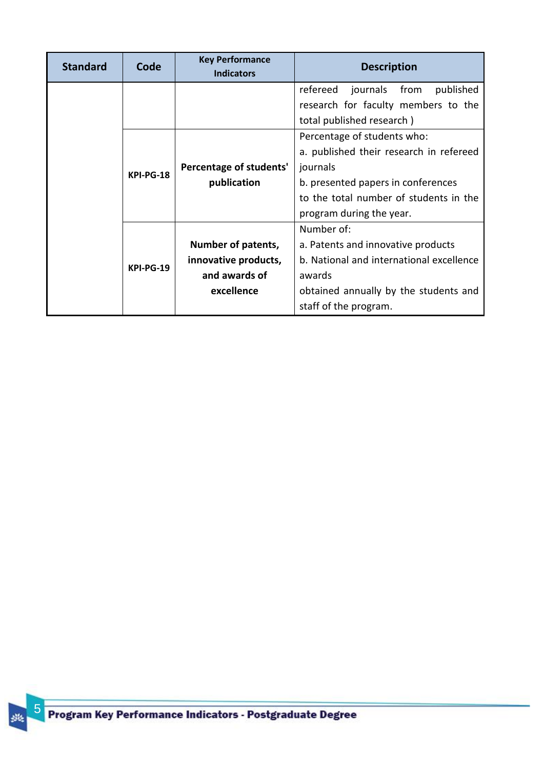| Standard | Code | Key Performance Indicators | Description |
| --- | --- | --- | --- |
| | | | refereed journals from published research for faculty members to the total published research ) |
| | KPI-PG-18 | Percentage of students' publication | Percentage of students who: a. published their research in refereed journals b. presented papers in conferences to the total number of students in the program during the year. |
| | KPI-PG-19 | Number of patents, innovative products, and awards of excellence | Number of: a. Patents and innovative products b. National and international excellence awards obtained annually by the students and staff of the program. |